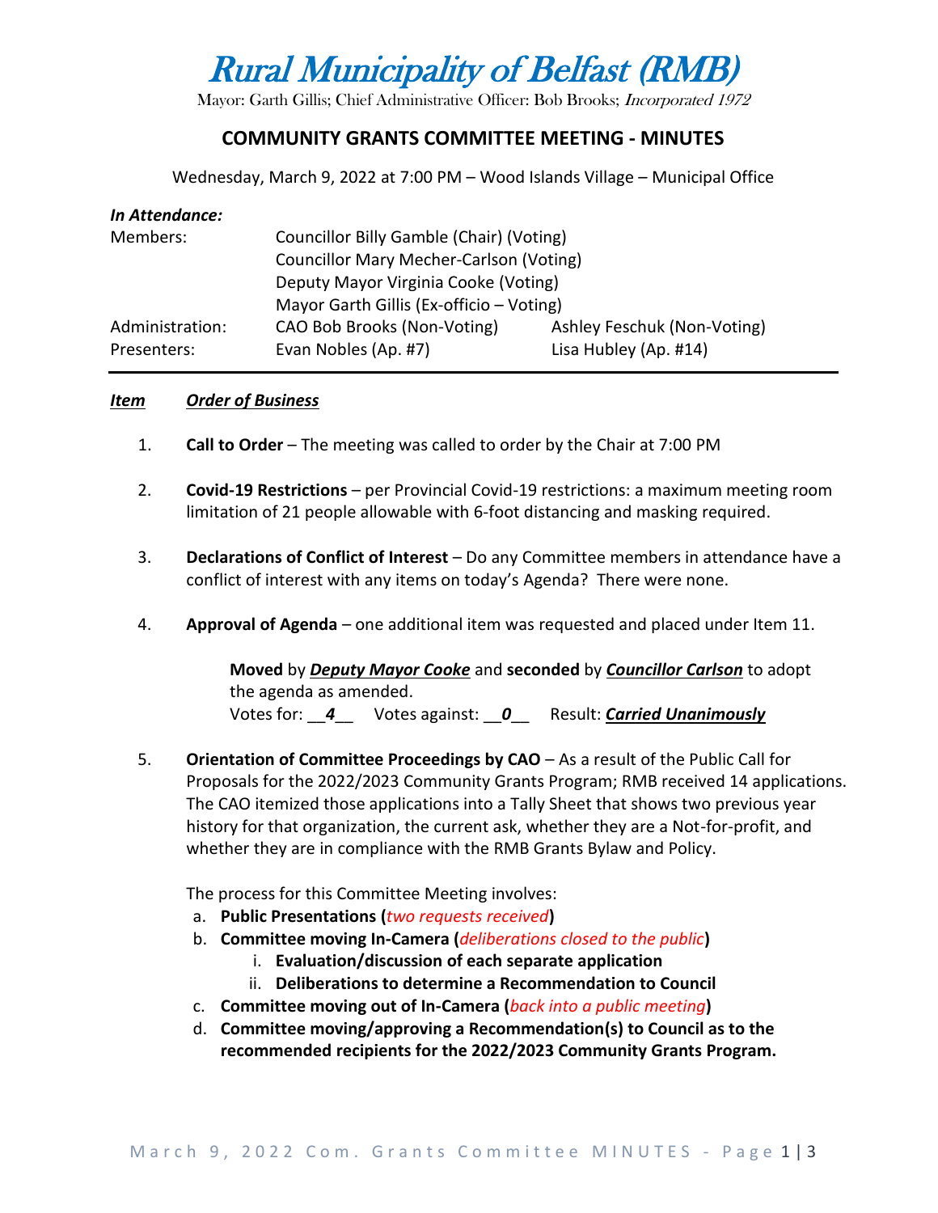# Rural Municipality of Belfast (RMB)

Mayor: Garth Gillis; Chief Administrative Officer: Bob Brooks; *Incorporated 1972*

## COMMUNITY GRANTS COMMITTEE MEETING - MINUTES

Wednesday, March 9, 2022 at 7:00 PM – Wood Islands Village – Municipal Office

***In Attendance:***

| | | |
|---|---|---|
| Members: | Councillor Billy Gamble (Chair) (Voting) | |
| | Councillor Mary Mecher-Carlson (Voting) | |
| | Deputy Mayor Virginia Cooke (Voting) | |
| | Mayor Garth Gillis (Ex-officio – Voting) | |
| Administration: | CAO Bob Brooks (Non-Voting) | Ashley Feschuk (Non-Voting) |
| Presenters: | Evan Nobles (Ap. #7) | Lisa Hubley (Ap. #14) |

---

***Item*** ***Order of Business***

1. **Call to Order** – The meeting was called to order by the Chair at 7:00 PM

2. **Covid-19 Restrictions** – per Provincial Covid-19 restrictions: a maximum meeting room limitation of 21 people allowable with 6-foot distancing and masking required.

3. **Declarations of Conflict of Interest** – Do any Committee members in attendance have a conflict of interest with any items on today's Agenda? There were none.

4. **Approval of Agenda** – one additional item was requested and placed under Item 11.

   **Moved** by ***Deputy Mayor Cooke*** and **seconded** by ***Councillor Carlson*** to adopt the agenda as amended.
   Votes for: __***4***__ Votes against: __***0***__ Result: ***Carried Unanimously***

5. **Orientation of Committee Proceedings by CAO** – As a result of the Public Call for Proposals for the 2022/2023 Community Grants Program; RMB received 14 applications. The CAO itemized those applications into a Tally Sheet that shows two previous year history for that organization, the current ask, whether they are a Not-for-profit, and whether they are in compliance with the RMB Grants Bylaw and Policy.

   The process for this Committee Meeting involves:

   a. **Public Presentations (*two requests received*)**
   b. **Committee moving In-Camera (*deliberations closed to the public*)**
      i. **Evaluation/discussion of each separate application**
      ii. **Deliberations to determine a Recommendation to Council**
   c. **Committee moving out of In-Camera (*back into a public meeting*)**
   d. **Committee moving/approving a Recommendation(s) to Council as to the recommended recipients for the 2022/2023 Community Grants Program.**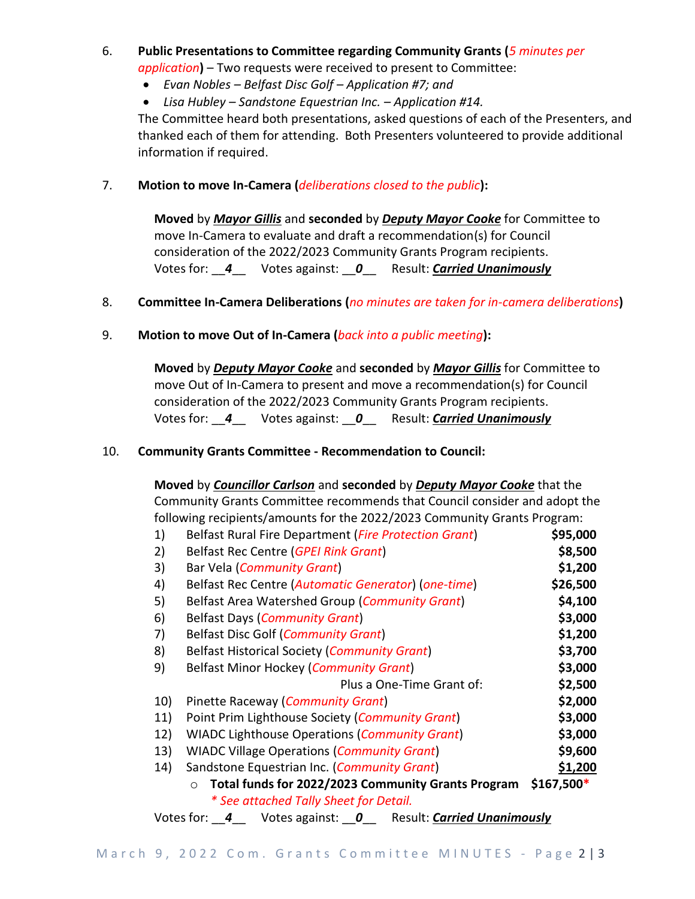6. **Public Presentations to Committee regarding Community Grants (*5 minutes per application*)** – Two requests were received to present to Committee:
   - *Evan Nobles – Belfast Disc Golf – Application #7; and*
   - *Lisa Hubley – Sandstone Equestrian Inc. – Application #14.*

   The Committee heard both presentations, asked questions of each of the Presenters, and thanked each of them for attending. Both Presenters volunteered to provide additional information if required.

7. **Motion to move In-Camera (*deliberations closed to the public*):**

   **Moved** by ***Mayor Gillis*** and **seconded** by ***Deputy Mayor Cooke*** for Committee to move In-Camera to evaluate and draft a recommendation(s) for Council consideration of the 2022/2023 Community Grants Program recipients.
   Votes for: __***4***__ Votes against: __***0***__ Result: ***Carried Unanimously***

8. **Committee In-Camera Deliberations (*no minutes are taken for in-camera deliberations*)**

9. **Motion to move Out of In-Camera (*back into a public meeting*):**

   **Moved** by ***Deputy Mayor Cooke*** and **seconded** by ***Mayor Gillis*** for Committee to move Out of In-Camera to present and move a recommendation(s) for Council consideration of the 2022/2023 Community Grants Program recipients.
   Votes for: __***4***__ Votes against: __***0***__ Result: ***Carried Unanimously***

10. **Community Grants Committee - Recommendation to Council:**

    **Moved** by ***Councillor Carlson*** and **seconded** by ***Deputy Mayor Cooke*** that the Community Grants Committee recommends that Council consider and adopt the following recipients/amounts for the 2022/2023 Community Grants Program:

    | | Recipient | Amount |
    |---|---|---|
    | 1) | Belfast Rural Fire Department (*Fire Protection Grant*) | **$95,000** |
    | 2) | Belfast Rec Centre (*GPEI Rink Grant*) | **$8,500** |
    | 3) | Bar Vela (*Community Grant*) | **$1,200** |
    | 4) | Belfast Rec Centre (*Automatic Generator*) (*one-time*) | **$26,500** |
    | 5) | Belfast Area Watershed Group (*Community Grant*) | **$4,100** |
    | 6) | Belfast Days (*Community Grant*) | **$3,000** |
    | 7) | Belfast Disc Golf (*Community Grant*) | **$1,200** |
    | 8) | Belfast Historical Society (*Community Grant*) | **$3,700** |
    | 9) | Belfast Minor Hockey (*Community Grant*) | **$3,000** |
    | | Plus a One-Time Grant of: | **$2,500** |
    | 10) | Pinette Raceway (*Community Grant*) | **$2,000** |
    | 11) | Point Prim Lighthouse Society (*Community Grant*) | **$3,000** |
    | 12) | WIADC Lighthouse Operations (*Community Grant*) | **$3,000** |
    | 13) | WIADC Village Operations (*Community Grant*) | **$9,600** |
    | 14) | Sandstone Equestrian Inc. (*Community Grant*) | **$1,200** |

    - **Total funds for 2022/2023 Community Grants Program $167,500***
      *\* See attached Tally Sheet for Detail.*

    Votes for: __***4***__ Votes against: __***0***__ Result: ***Carried Unanimously***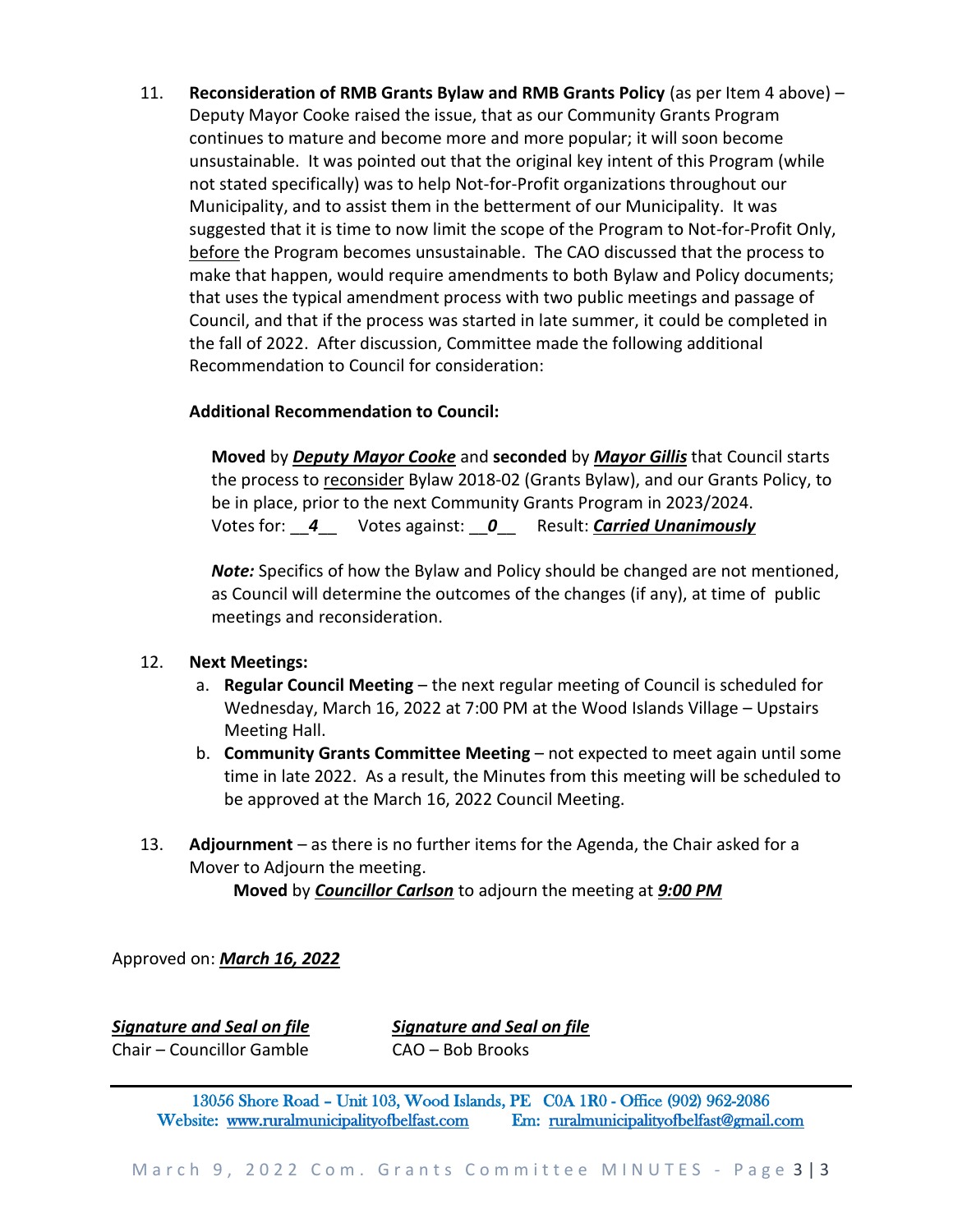11. **Reconsideration of RMB Grants Bylaw and RMB Grants Policy** (as per Item 4 above) – Deputy Mayor Cooke raised the issue, that as our Community Grants Program continues to mature and become more and more popular; it will soon become unsustainable. It was pointed out that the original key intent of this Program (while not stated specifically) was to help Not-for-Profit organizations throughout our Municipality, and to assist them in the betterment of our Municipality. It was suggested that it is time to now limit the scope of the Program to Not-for-Profit Only, before the Program becomes unsustainable. The CAO discussed that the process to make that happen, would require amendments to both Bylaw and Policy documents; that uses the typical amendment process with two public meetings and passage of Council, and that if the process was started in late summer, it could be completed in the fall of 2022. After discussion, Committee made the following additional Recommendation to Council for consideration:

    **Additional Recommendation to Council:**

    **Moved** by ***Deputy Mayor Cooke*** and **seconded** by ***Mayor Gillis*** that Council starts the process to reconsider Bylaw 2018-02 (Grants Bylaw), and our Grants Policy, to be in place, prior to the next Community Grants Program in 2023/2024.
    Votes for: __***4***__ Votes against: __***0***__ Result: ***Carried Unanimously***

    ***Note:*** Specifics of how the Bylaw and Policy should be changed are not mentioned, as Council will determine the outcomes of the changes (if any), at time of public meetings and reconsideration.

12. **Next Meetings:**
    a. **Regular Council Meeting** – the next regular meeting of Council is scheduled for Wednesday, March 16, 2022 at 7:00 PM at the Wood Islands Village – Upstairs Meeting Hall.
    b. **Community Grants Committee Meeting** – not expected to meet again until some time in late 2022. As a result, the Minutes from this meeting will be scheduled to be approved at the March 16, 2022 Council Meeting.

13. **Adjournment** – as there is no further items for the Agenda, the Chair asked for a Mover to Adjourn the meeting.
    **Moved** by ***Councillor Carlson*** to adjourn the meeting at ***9:00 PM***

Approved on: ***March 16, 2022***

| | |
|---|---|
| ***Signature and Seal on file*** | ***Signature and Seal on file*** |
| Chair – Councillor Gamble | CAO – Bob Brooks |

13056 Shore Road – Unit 103, Wood Islands, PE C0A 1R0 - Office (902) 962-2086
Website: www.ruralmunicipalityofbelfast.com Em: ruralmunicipalityofbelfast@gmail.com